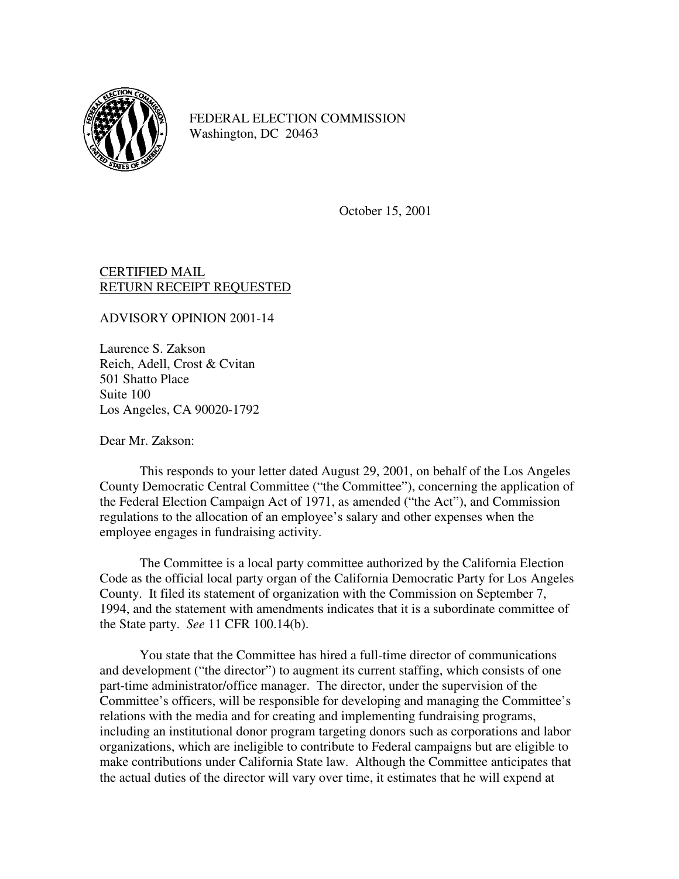FEDERAL ELECTION COMMISSION
Washington, DC 20463

October 15, 2001

<u>CERTIFIED MAIL</u>
<u>RETURN RECEIPT REQUESTED</u>

ADVISORY OPINION 2001-14

Laurence S. Zakson
Reich, Adell, Crost & Cvitan
501 Shatto Place
Suite 100
Los Angeles, CA 90020-1792

Dear Mr. Zakson:

This responds to your letter dated August 29, 2001, on behalf of the Los Angeles County Democratic Central Committee ("the Committee"), concerning the application of the Federal Election Campaign Act of 1971, as amended ("the Act"), and Commission regulations to the allocation of an employee's salary and other expenses when the employee engages in fundraising activity.

The Committee is a local party committee authorized by the California Election Code as the official local party organ of the California Democratic Party for Los Angeles County. It filed its statement of organization with the Commission on September 7, 1994, and the statement with amendments indicates that it is a subordinate committee of the State party. *See* 11 CFR 100.14(b).

You state that the Committee has hired a full-time director of communications and development ("the director") to augment its current staffing, which consists of one part-time administrator/office manager. The director, under the supervision of the Committee's officers, will be responsible for developing and managing the Committee's relations with the media and for creating and implementing fundraising programs, including an institutional donor program targeting donors such as corporations and labor organizations, which are ineligible to contribute to Federal campaigns but are eligible to make contributions under California State law. Although the Committee anticipates that the actual duties of the director will vary over time, it estimates that he will expend at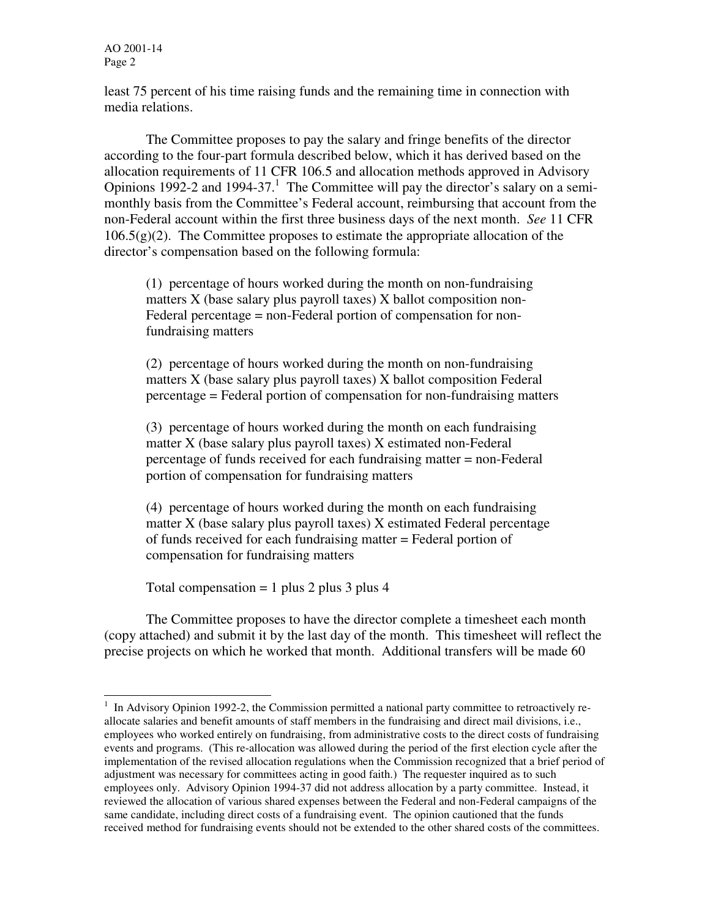least 75 percent of his time raising funds and the remaining time in connection with media relations.

The Committee proposes to pay the salary and fringe benefits of the director according to the four-part formula described below, which it has derived based on the allocation requirements of 11 CFR 106.5 and allocation methods approved in Advisory Opinions 1992-2 and 1994-37.[1] The Committee will pay the director's salary on a semi-monthly basis from the Committee's Federal account, reimbursing that account from the non-Federal account within the first three business days of the next month. *See* 11 CFR 106.5(g)(2). The Committee proposes to estimate the appropriate allocation of the director's compensation based on the following formula:

> (1) percentage of hours worked during the month on non-fundraising matters X (base salary plus payroll taxes) X ballot composition non-Federal percentage = non-Federal portion of compensation for non-fundraising matters
>
> (2) percentage of hours worked during the month on non-fundraising matters X (base salary plus payroll taxes) X ballot composition Federal percentage = Federal portion of compensation for non-fundraising matters
>
> (3) percentage of hours worked during the month on each fundraising matter X (base salary plus payroll taxes) X estimated non-Federal percentage of funds received for each fundraising matter = non-Federal portion of compensation for fundraising matters
>
> (4) percentage of hours worked during the month on each fundraising matter X (base salary plus payroll taxes) X estimated Federal percentage of funds received for each fundraising matter = Federal portion of compensation for fundraising matters
>
> Total compensation = 1 plus 2 plus 3 plus 4

The Committee proposes to have the director complete a timesheet each month (copy attached) and submit it by the last day of the month. This timesheet will reflect the precise projects on which he worked that month. Additional transfers will be made 60

---

[1] In Advisory Opinion 1992-2, the Commission permitted a national party committee to retroactively re-allocate salaries and benefit amounts of staff members in the fundraising and direct mail divisions, i.e., employees who worked entirely on fundraising, from administrative costs to the direct costs of fundraising events and programs. (This re-allocation was allowed during the period of the first election cycle after the implementation of the revised allocation regulations when the Commission recognized that a brief period of adjustment was necessary for committees acting in good faith.) The requester inquired as to such employees only. Advisory Opinion 1994-37 did not address allocation by a party committee. Instead, it reviewed the allocation of various shared expenses between the Federal and non-Federal campaigns of the same candidate, including direct costs of a fundraising event. The opinion cautioned that the funds received method for fundraising events should not be extended to the other shared costs of the committees.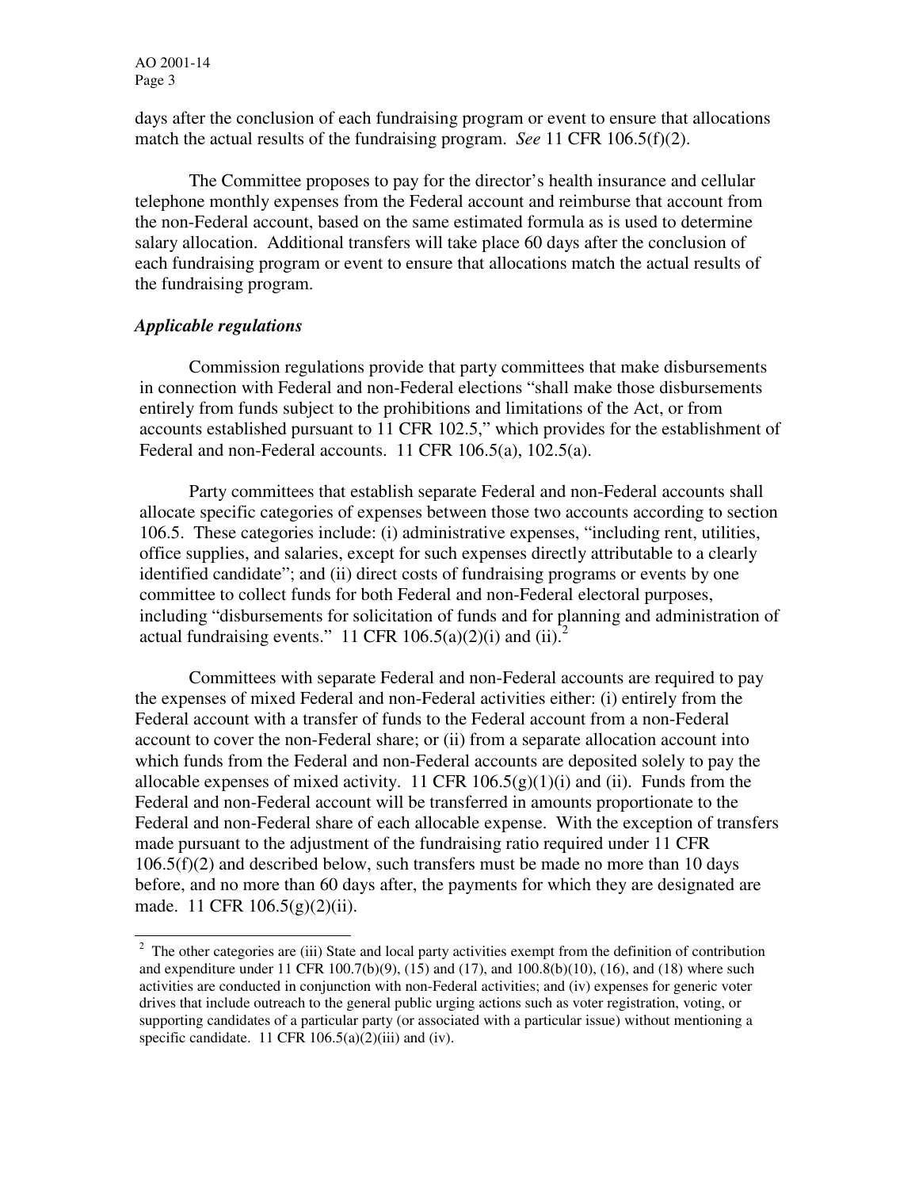days after the conclusion of each fundraising program or event to ensure that allocations match the actual results of the fundraising program. *See* 11 CFR 106.5(f)(2).

The Committee proposes to pay for the director's health insurance and cellular telephone monthly expenses from the Federal account and reimburse that account from the non-Federal account, based on the same estimated formula as is used to determine salary allocation. Additional transfers will take place 60 days after the conclusion of each fundraising program or event to ensure that allocations match the actual results of the fundraising program.

***Applicable regulations***

Commission regulations provide that party committees that make disbursements in connection with Federal and non-Federal elections "shall make those disbursements entirely from funds subject to the prohibitions and limitations of the Act, or from accounts established pursuant to 11 CFR 102.5," which provides for the establishment of Federal and non-Federal accounts. 11 CFR 106.5(a), 102.5(a).

Party committees that establish separate Federal and non-Federal accounts shall allocate specific categories of expenses between those two accounts according to section 106.5. These categories include: (i) administrative expenses, "including rent, utilities, office supplies, and salaries, except for such expenses directly attributable to a clearly identified candidate"; and (ii) direct costs of fundraising programs or events by one committee to collect funds for both Federal and non-Federal electoral purposes, including "disbursements for solicitation of funds and for planning and administration of actual fundraising events." 11 CFR 106.5(a)(2)(i) and (ii).[2]

Committees with separate Federal and non-Federal accounts are required to pay the expenses of mixed Federal and non-Federal activities either: (i) entirely from the Federal account with a transfer of funds to the Federal account from a non-Federal account to cover the non-Federal share; or (ii) from a separate allocation account into which funds from the Federal and non-Federal accounts are deposited solely to pay the allocable expenses of mixed activity. 11 CFR 106.5(g)(1)(i) and (ii). Funds from the Federal and non-Federal account will be transferred in amounts proportionate to the Federal and non-Federal share of each allocable expense. With the exception of transfers made pursuant to the adjustment of the fundraising ratio required under 11 CFR 106.5(f)(2) and described below, such transfers must be made no more than 10 days before, and no more than 60 days after, the payments for which they are designated are made. 11 CFR 106.5(g)(2)(ii).

[2] The other categories are (iii) State and local party activities exempt from the definition of contribution and expenditure under 11 CFR 100.7(b)(9), (15) and (17), and 100.8(b)(10), (16), and (18) where such activities are conducted in conjunction with non-Federal activities; and (iv) expenses for generic voter drives that include outreach to the general public urging actions such as voter registration, voting, or supporting candidates of a particular party (or associated with a particular issue) without mentioning a specific candidate. 11 CFR 106.5(a)(2)(iii) and (iv).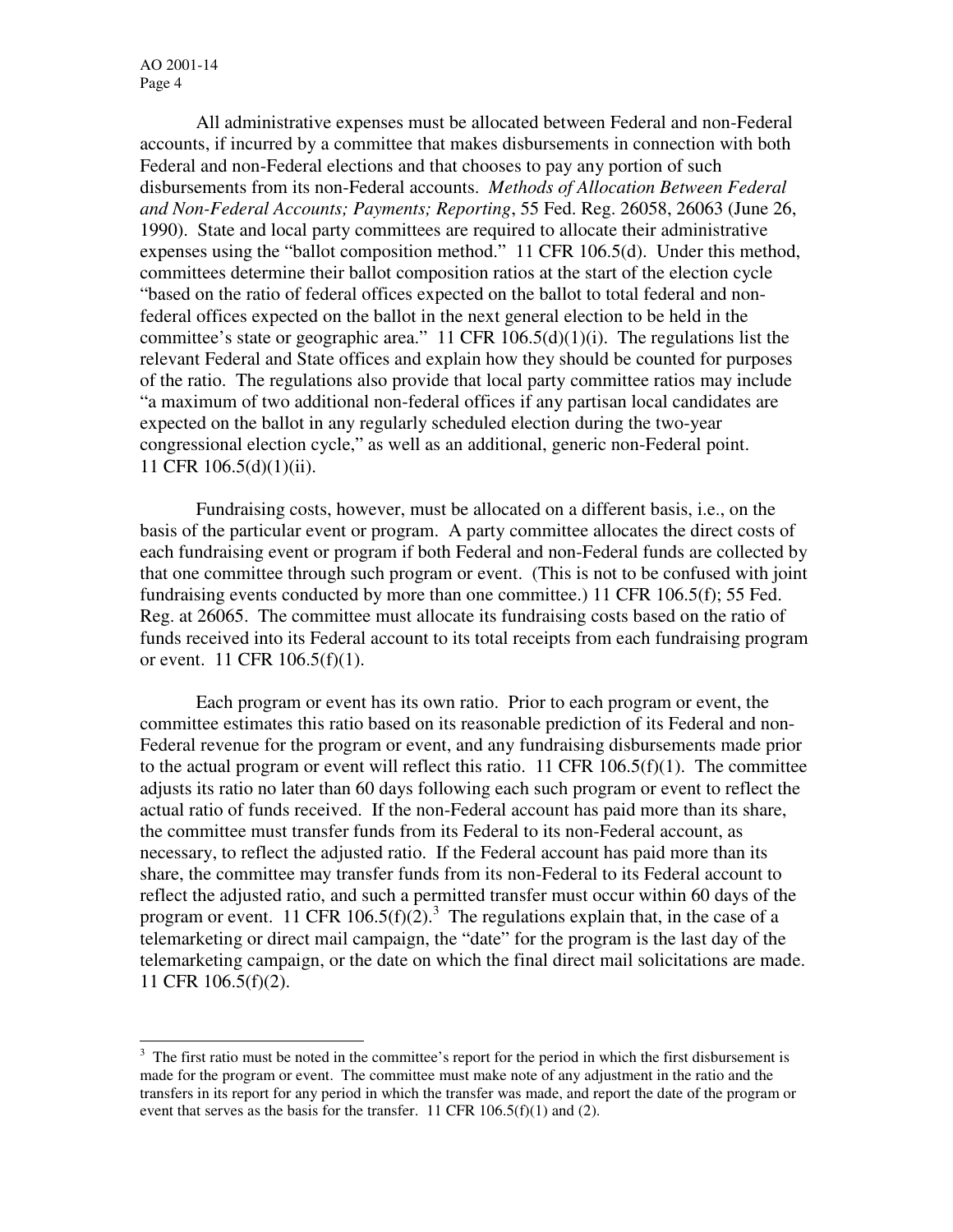All administrative expenses must be allocated between Federal and non-Federal accounts, if incurred by a committee that makes disbursements in connection with both Federal and non-Federal elections and that chooses to pay any portion of such disbursements from its non-Federal accounts. *Methods of Allocation Between Federal and Non-Federal Accounts; Payments; Reporting*, 55 Fed. Reg. 26058, 26063 (June 26, 1990). State and local party committees are required to allocate their administrative expenses using the "ballot composition method." 11 CFR 106.5(d). Under this method, committees determine their ballot composition ratios at the start of the election cycle "based on the ratio of federal offices expected on the ballot to total federal and non-federal offices expected on the ballot in the next general election to be held in the committee's state or geographic area." 11 CFR 106.5(d)(1)(i). The regulations list the relevant Federal and State offices and explain how they should be counted for purposes of the ratio. The regulations also provide that local party committee ratios may include "a maximum of two additional non-federal offices if any partisan local candidates are expected on the ballot in any regularly scheduled election during the two-year congressional election cycle," as well as an additional, generic non-Federal point. 11 CFR 106.5(d)(1)(ii).

Fundraising costs, however, must be allocated on a different basis, i.e., on the basis of the particular event or program. A party committee allocates the direct costs of each fundraising event or program if both Federal and non-Federal funds are collected by that one committee through such program or event. (This is not to be confused with joint fundraising events conducted by more than one committee.) 11 CFR 106.5(f); 55 Fed. Reg. at 26065. The committee must allocate its fundraising costs based on the ratio of funds received into its Federal account to its total receipts from each fundraising program or event. 11 CFR 106.5(f)(1).

Each program or event has its own ratio. Prior to each program or event, the committee estimates this ratio based on its reasonable prediction of its Federal and non-Federal revenue for the program or event, and any fundraising disbursements made prior to the actual program or event will reflect this ratio. 11 CFR 106.5(f)(1). The committee adjusts its ratio no later than 60 days following each such program or event to reflect the actual ratio of funds received. If the non-Federal account has paid more than its share, the committee must transfer funds from its Federal to its non-Federal account, as necessary, to reflect the adjusted ratio. If the Federal account has paid more than its share, the committee may transfer funds from its non-Federal to its Federal account to reflect the adjusted ratio, and such a permitted transfer must occur within 60 days of the program or event. 11 CFR 106.5(f)(2).[3] The regulations explain that, in the case of a telemarketing or direct mail campaign, the "date" for the program is the last day of the telemarketing campaign, or the date on which the final direct mail solicitations are made. 11 CFR 106.5(f)(2).

---

[3] The first ratio must be noted in the committee's report for the period in which the first disbursement is made for the program or event. The committee must make note of any adjustment in the ratio and the transfers in its report for any period in which the transfer was made, and report the date of the program or event that serves as the basis for the transfer. 11 CFR 106.5(f)(1) and (2).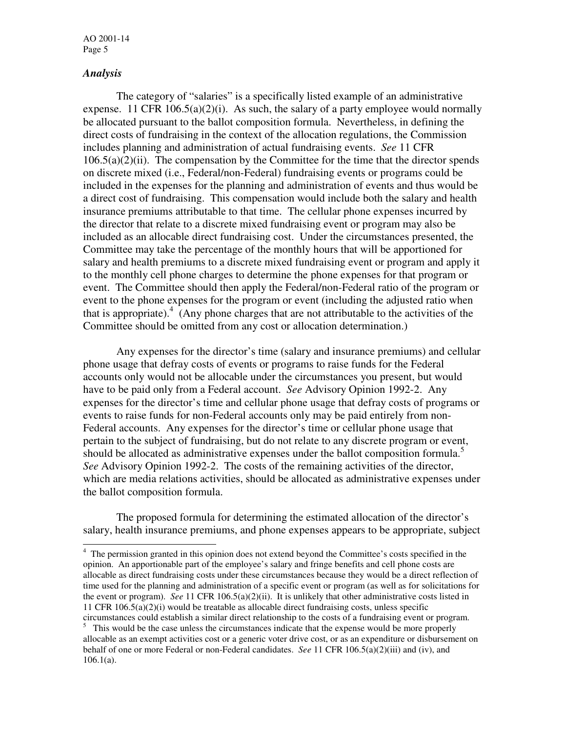### *Analysis*

The category of "salaries" is a specifically listed example of an administrative expense. 11 CFR 106.5(a)(2)(i). As such, the salary of a party employee would normally be allocated pursuant to the ballot composition formula. Nevertheless, in defining the direct costs of fundraising in the context of the allocation regulations, the Commission includes planning and administration of actual fundraising events. *See* 11 CFR 106.5(a)(2)(ii). The compensation by the Committee for the time that the director spends on discrete mixed (i.e., Federal/non-Federal) fundraising events or programs could be included in the expenses for the planning and administration of events and thus would be a direct cost of fundraising. This compensation would include both the salary and health insurance premiums attributable to that time. The cellular phone expenses incurred by the director that relate to a discrete mixed fundraising event or program may also be included as an allocable direct fundraising cost. Under the circumstances presented, the Committee may take the percentage of the monthly hours that will be apportioned for salary and health premiums to a discrete mixed fundraising event or program and apply it to the monthly cell phone charges to determine the phone expenses for that program or event. The Committee should then apply the Federal/non-Federal ratio of the program or event to the phone expenses for the program or event (including the adjusted ratio when that is appropriate).[4] (Any phone charges that are not attributable to the activities of the Committee should be omitted from any cost or allocation determination.)

Any expenses for the director's time (salary and insurance premiums) and cellular phone usage that defray costs of events or programs to raise funds for the Federal accounts only would not be allocable under the circumstances you present, but would have to be paid only from a Federal account. *See* Advisory Opinion 1992-2. Any expenses for the director's time and cellular phone usage that defray costs of programs or events to raise funds for non-Federal accounts only may be paid entirely from non-Federal accounts. Any expenses for the director's time or cellular phone usage that pertain to the subject of fundraising, but do not relate to any discrete program or event, should be allocated as administrative expenses under the ballot composition formula.[5] *See* Advisory Opinion 1992-2. The costs of the remaining activities of the director, which are media relations activities, should be allocated as administrative expenses under the ballot composition formula.

The proposed formula for determining the estimated allocation of the director's salary, health insurance premiums, and phone expenses appears to be appropriate, subject

---

[4] The permission granted in this opinion does not extend beyond the Committee's costs specified in the opinion. An apportionable part of the employee's salary and fringe benefits and cell phone costs are allocable as direct fundraising costs under these circumstances because they would be a direct reflection of time used for the planning and administration of a specific event or program (as well as for solicitations for the event or program). *See* 11 CFR 106.5(a)(2)(ii). It is unlikely that other administrative costs listed in 11 CFR 106.5(a)(2)(i) would be treatable as allocable direct fundraising costs, unless specific circumstances could establish a similar direct relationship to the costs of a fundraising event or program.

[5] This would be the case unless the circumstances indicate that the expense would be more properly allocable as an exempt activities cost or a generic voter drive cost, or as an expenditure or disbursement on behalf of one or more Federal or non-Federal candidates. *See* 11 CFR 106.5(a)(2)(iii) and (iv), and 106.1(a).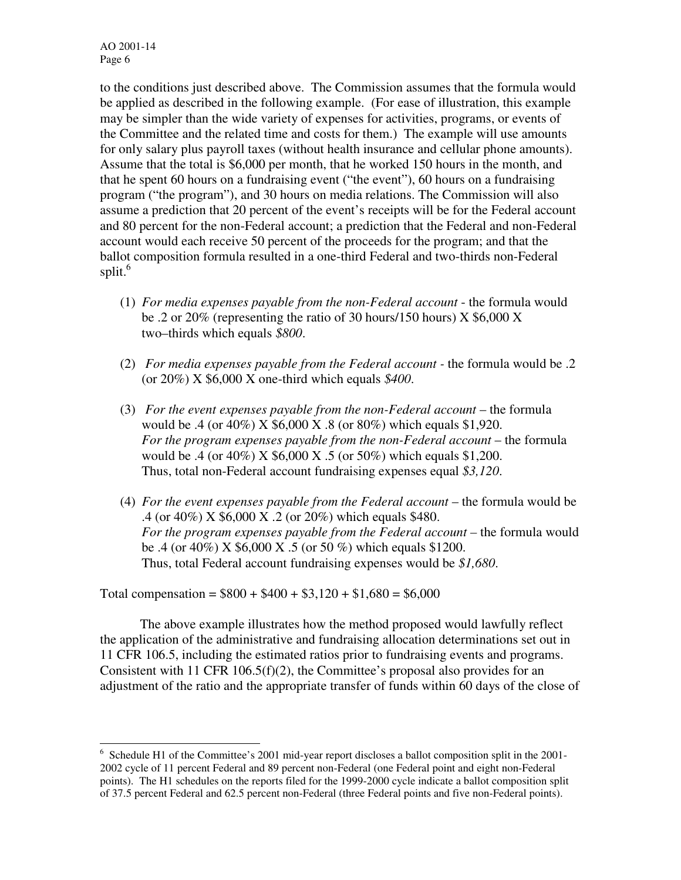to the conditions just described above. The Commission assumes that the formula would be applied as described in the following example. (For ease of illustration, this example may be simpler than the wide variety of expenses for activities, programs, or events of the Committee and the related time and costs for them.) The example will use amounts for only salary plus payroll taxes (without health insurance and cellular phone amounts). Assume that the total is $6,000 per month, that he worked 150 hours in the month, and that he spent 60 hours on a fundraising event ("the event"), 60 hours on a fundraising program ("the program"), and 30 hours on media relations. The Commission will also assume a prediction that 20 percent of the event's receipts will be for the Federal account and 80 percent for the non-Federal account; a prediction that the Federal and non-Federal account would each receive 50 percent of the proceeds for the program; and that the ballot composition formula resulted in a one-third Federal and two-thirds non-Federal split.[6]

(1) *For media expenses payable from the non-Federal account* - the formula would be .2 or 20% (representing the ratio of 30 hours/150 hours) X $6,000 X two–thirds which equals *$800*.

(2) *For media expenses payable from the Federal account* - the formula would be .2 (or 20%) X $6,000 X one-third which equals *$400*.

(3) *For the event expenses payable from the non-Federal account* – the formula would be .4 (or 40%) X $6,000 X .8 (or 80%) which equals $1,920.
*For the program expenses payable from the non-Federal account* – the formula would be .4 (or 40%) X $6,000 X .5 (or 50%) which equals $1,200.
Thus, total non-Federal account fundraising expenses equal *$3,120*.

(4) *For the event expenses payable from the Federal account* – the formula would be .4 (or 40%) X $6,000 X .2 (or 20%) which equals $480.
*For the program expenses payable from the Federal account* – the formula would be .4 (or 40%) X $6,000 X .5 (or 50 %) which equals $1200.
Thus, total Federal account fundraising expenses would be *$1,680*.

Total compensation = $800 + $400 + $3,120 + $1,680 = $6,000

The above example illustrates how the method proposed would lawfully reflect the application of the administrative and fundraising allocation determinations set out in 11 CFR 106.5, including the estimated ratios prior to fundraising events and programs. Consistent with 11 CFR 106.5(f)(2), the Committee's proposal also provides for an adjustment of the ratio and the appropriate transfer of funds within 60 days of the close of

[6] Schedule H1 of the Committee's 2001 mid-year report discloses a ballot composition split in the 2001-2002 cycle of 11 percent Federal and 89 percent non-Federal (one Federal point and eight non-Federal points). The H1 schedules on the reports filed for the 1999-2000 cycle indicate a ballot composition split of 37.5 percent Federal and 62.5 percent non-Federal (three Federal points and five non-Federal points).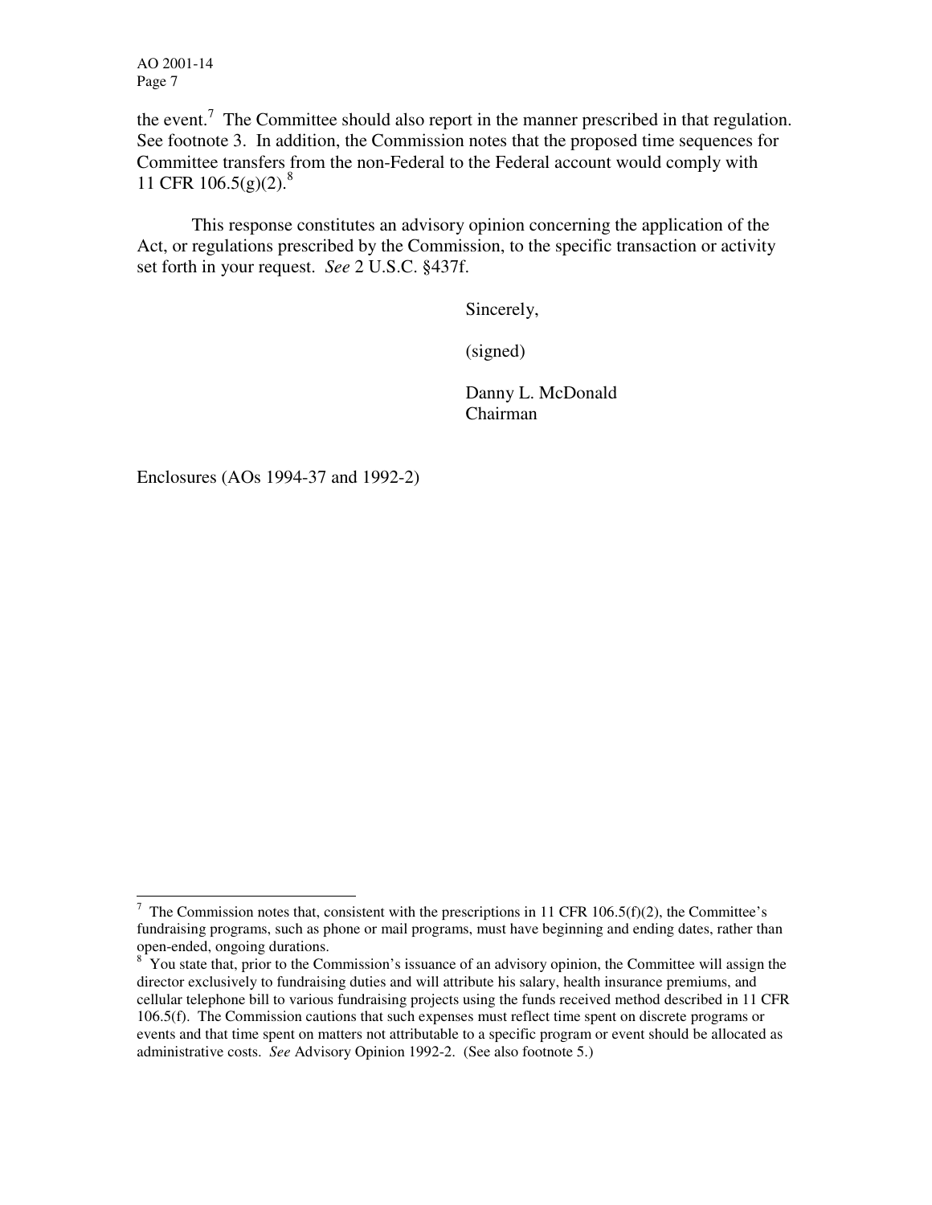the event.[7] The Committee should also report in the manner prescribed in that regulation. See footnote 3. In addition, the Commission notes that the proposed time sequences for Committee transfers from the non-Federal to the Federal account would comply with 11 CFR 106.5(g)(2).[8]

This response constitutes an advisory opinion concerning the application of the Act, or regulations prescribed by the Commission, to the specific transaction or activity set forth in your request. *See* 2 U.S.C. §437f.

Sincerely,

(signed)

Danny L. McDonald
Chairman

Enclosures (AOs 1994-37 and 1992-2)

---

[7] The Commission notes that, consistent with the prescriptions in 11 CFR 106.5(f)(2), the Committee's fundraising programs, such as phone or mail programs, must have beginning and ending dates, rather than open-ended, ongoing durations.

[8] You state that, prior to the Commission's issuance of an advisory opinion, the Committee will assign the director exclusively to fundraising duties and will attribute his salary, health insurance premiums, and cellular telephone bill to various fundraising projects using the funds received method described in 11 CFR 106.5(f). The Commission cautions that such expenses must reflect time spent on discrete programs or events and that time spent on matters not attributable to a specific program or event should be allocated as administrative costs. *See* Advisory Opinion 1992-2. (See also footnote 5.)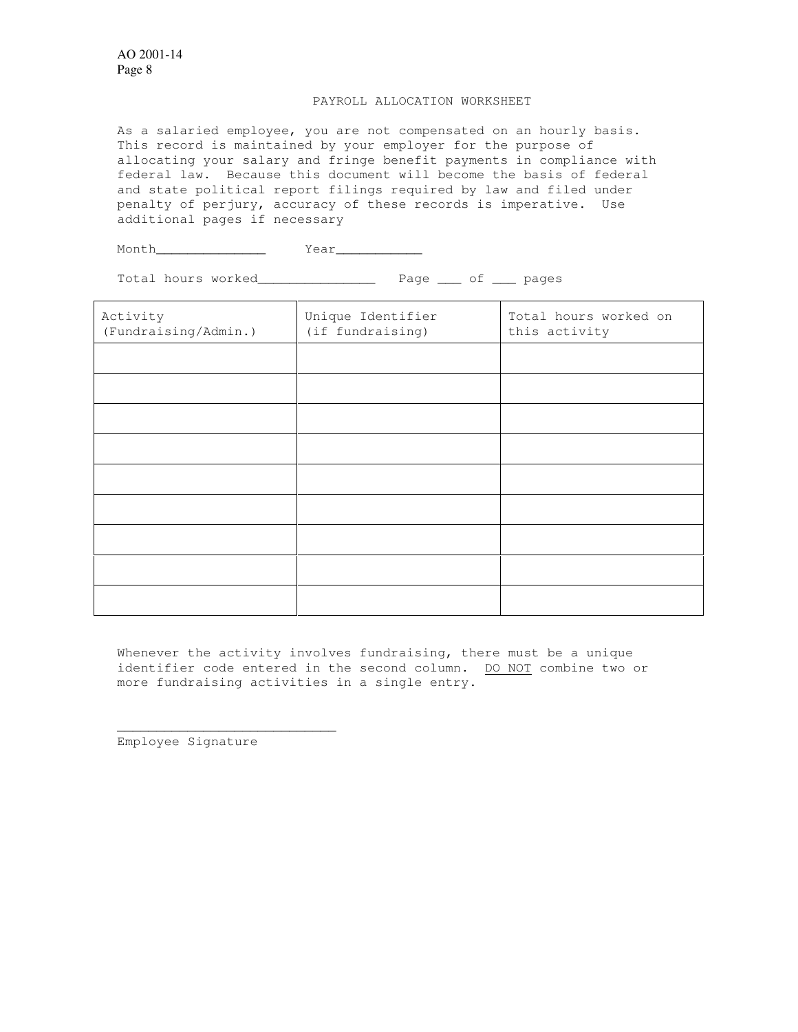## PAYROLL ALLOCATION WORKSHEET

As a salaried employee, you are not compensated on an hourly basis. This record is maintained by your employer for the purpose of allocating your salary and fringe benefit payments in compliance with federal law. Because this document will become the basis of federal and state political report filings required by law and filed under penalty of perjury, accuracy of these records is imperative. Use additional pages if necessary

Month______________ Year___________

Total hours worked_______________ Page ___ of ___ pages

| Activity (Fundraising/Admin.) | Unique Identifier (if fundraising) | Total hours worked on this activity |
|---|---|---|
| | | |
| | | |
| | | |
| | | |
| | | |
| | | |
| | | |
| | | |
| | | |

Whenever the activity involves fundraising, there must be a unique identifier code entered in the second column. <u>DO NOT</u> combine two or more fundraising activities in a single entry.

____________________________

Employee Signature